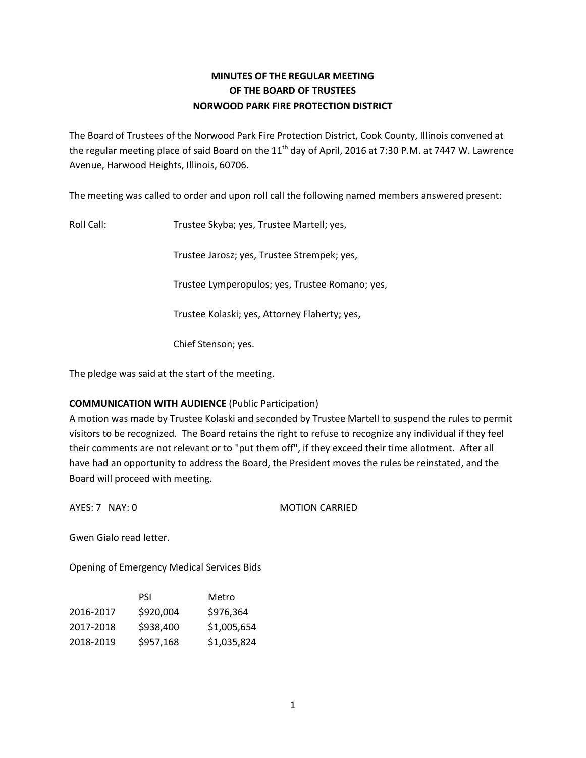# MINUTES OF THE REGULAR MEETING OF THE BOARD OF TRUSTEES NORWOOD PARK FIRE PROTECTION DISTRICT

The Board of Trustees of the Norwood Park Fire Protection District, Cook County, Illinois convened at the regular meeting place of said Board on the 11th day of April, 2016 at 7:30 P.M. at 7447 W. Lawrence Avenue, Harwood Heights, Illinois, 60706.

The meeting was called to order and upon roll call the following named members answered present:

Roll Call: Trustee Skyba; yes, Trustee Martell; yes,

Trustee Jarosz; yes, Trustee Strempek; yes,

Trustee Lymperopulos; yes, Trustee Romano; yes,

Trustee Kolaski; yes, Attorney Flaherty; yes,

Chief Stenson; yes.

The pledge was said at the start of the meeting.

**COMMUNICATION WITH AUDIENCE** (Public Participation)

A motion was made by Trustee Kolaski and seconded by Trustee Martell to suspend the rules to permit visitors to be recognized. The Board retains the right to refuse to recognize any individual if they feel their comments are not relevant or to "put them off", if they exceed their time allotment. After all have had an opportunity to address the Board, the President moves the rules be reinstated, and the Board will proceed with meeting.

AYES: 7 NAY: 0 MOTION CARRIED

Gwen Gialo read letter.

Opening of Emergency Medical Services Bids

| | PSI | Metro |
|---|---|---|
| 2016-2017 | $920,004 | $976,364 |
| 2017-2018 | $938,400 | $1,005,654 |
| 2018-2019 | $957,168 | $1,035,824 |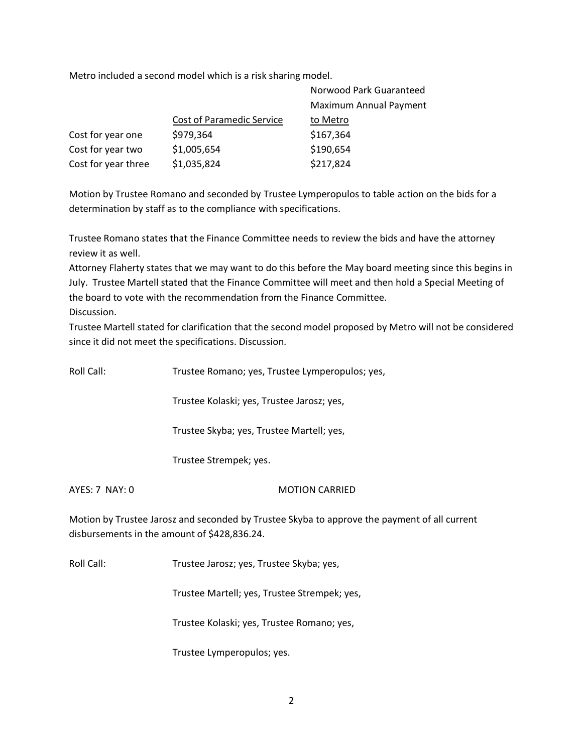Metro included a second model which is a risk sharing model.

| | Cost of Paramedic Service | Norwood Park Guaranteed Maximum Annual Payment to Metro |
|---|---|---|
| Cost for year one | $979,364 | $167,364 |
| Cost for year two | $1,005,654 | $190,654 |
| Cost for year three | $1,035,824 | $217,824 |

Motion by Trustee Romano and seconded by Trustee Lymperopulos to table action on the bids for a determination by staff as to the compliance with specifications.

Trustee Romano states that the Finance Committee needs to review the bids and have the attorney review it as well.
Attorney Flaherty states that we may want to do this before the May board meeting since this begins in July. Trustee Martell stated that the Finance Committee will meet and then hold a Special Meeting of the board to vote with the recommendation from the Finance Committee.
Discussion.
Trustee Martell stated for clarification that the second model proposed by Metro will not be considered since it did not meet the specifications. Discussion.

Roll Call: Trustee Romano; yes, Trustee Lymperopulos; yes,

Trustee Kolaski; yes, Trustee Jarosz; yes,

Trustee Skyba; yes, Trustee Martell; yes,

Trustee Strempek; yes.

AYES: 7 NAY: 0 MOTION CARRIED

Motion by Trustee Jarosz and seconded by Trustee Skyba to approve the payment of all current disbursements in the amount of $428,836.24.

Roll Call: Trustee Jarosz; yes, Trustee Skyba; yes,

Trustee Martell; yes, Trustee Strempek; yes,

Trustee Kolaski; yes, Trustee Romano; yes,

Trustee Lymperopulos; yes.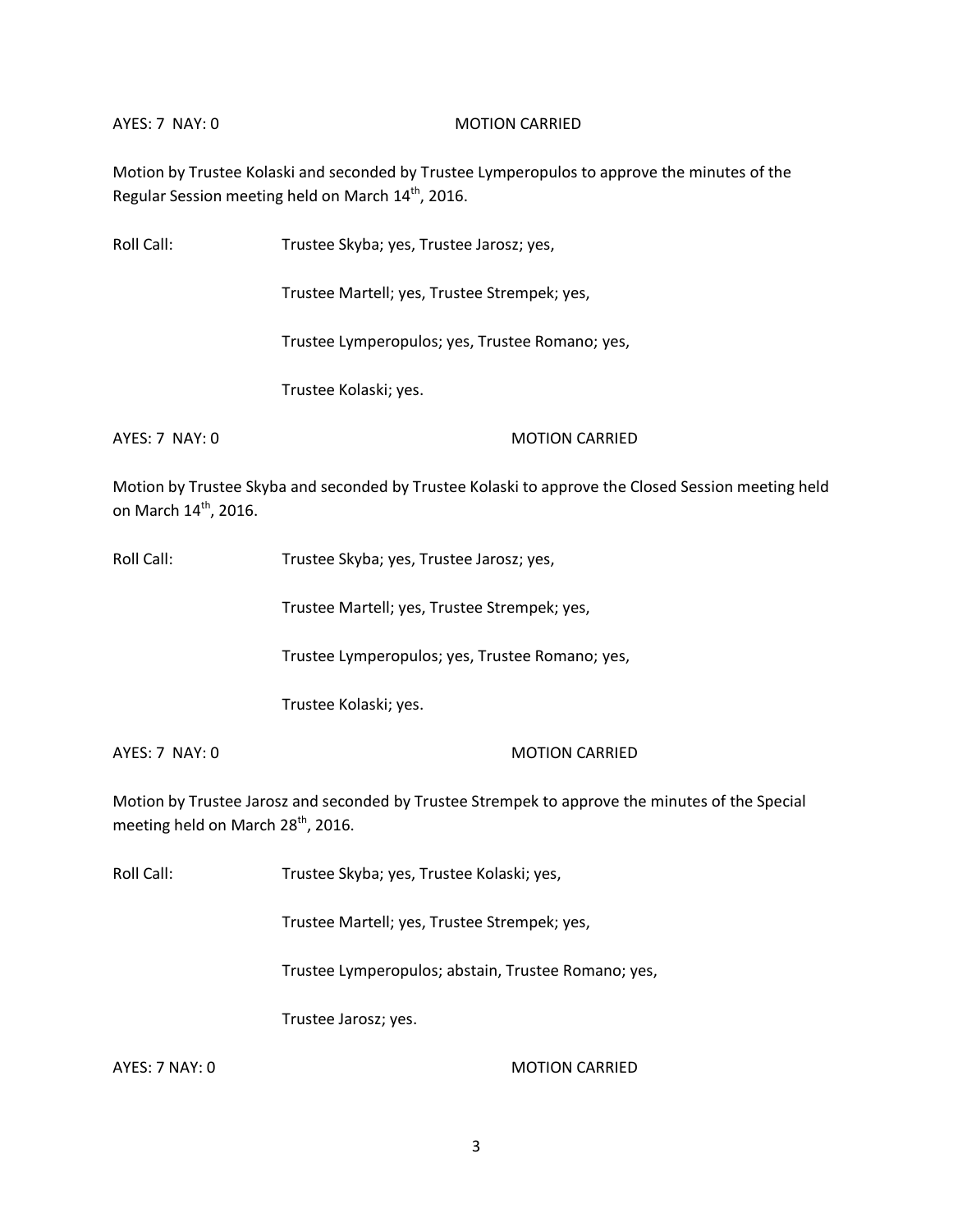AYES: 7 NAY: 0 MOTION CARRIED

Motion by Trustee Kolaski and seconded by Trustee Lymperopulos to approve the minutes of the Regular Session meeting held on March 14th, 2016.

Roll Call: Trustee Skyba; yes, Trustee Jarosz; yes,

Trustee Martell; yes, Trustee Strempek; yes,

Trustee Lymperopulos; yes, Trustee Romano; yes,

Trustee Kolaski; yes.

AYES: 7 NAY: 0 MOTION CARRIED

Motion by Trustee Skyba and seconded by Trustee Kolaski to approve the Closed Session meeting held on March 14th, 2016.

Roll Call: Trustee Skyba; yes, Trustee Jarosz; yes,

Trustee Martell; yes, Trustee Strempek; yes,

Trustee Lymperopulos; yes, Trustee Romano; yes,

Trustee Kolaski; yes.

AYES: 7 NAY: 0 MOTION CARRIED

Motion by Trustee Jarosz and seconded by Trustee Strempek to approve the minutes of the Special meeting held on March 28th, 2016.

Roll Call: Trustee Skyba; yes, Trustee Kolaski; yes,

Trustee Martell; yes, Trustee Strempek; yes,

Trustee Lymperopulos; abstain, Trustee Romano; yes,

Trustee Jarosz; yes.

AYES: 7 NAY: 0 MOTION CARRIED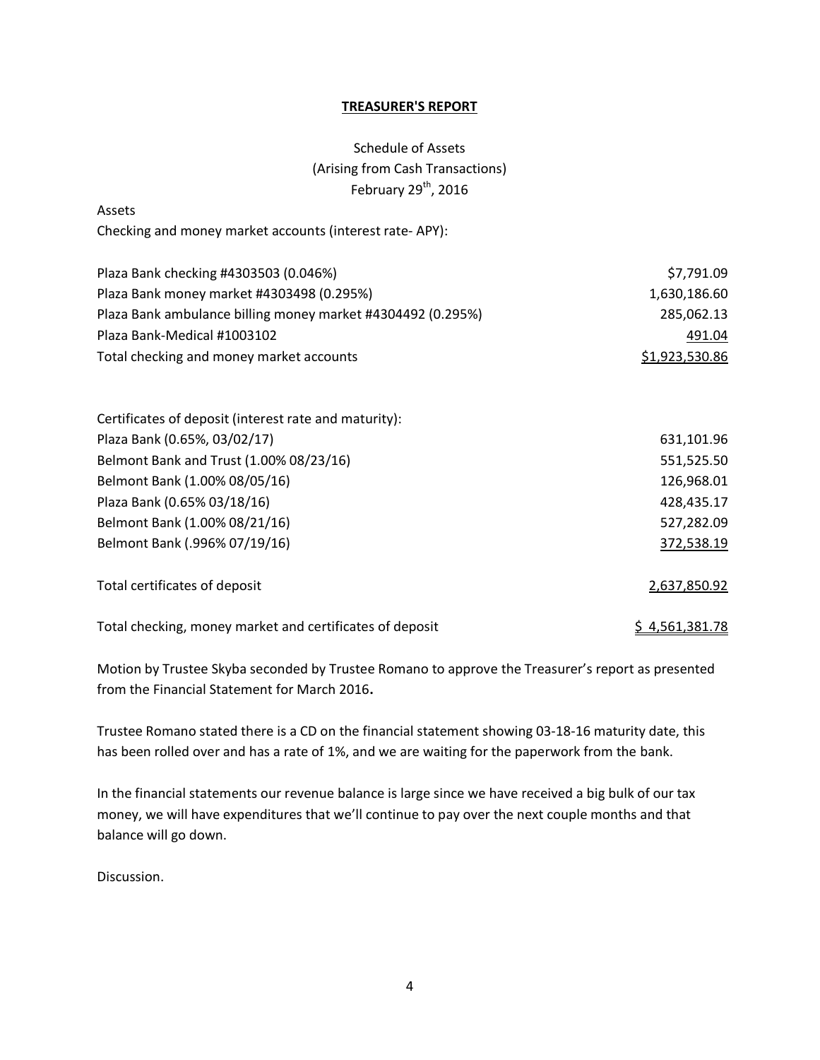## TREASURER'S REPORT

Schedule of Assets
(Arising from Cash Transactions)
February 29th, 2016

Assets

Checking and money market accounts (interest rate- APY):

| | |
|---|---:|
| Plaza Bank checking #4303503 (0.046%) | $7,791.09 |
| Plaza Bank money market #4303498 (0.295%) | 1,630,186.60 |
| Plaza Bank ambulance billing money market #4304492 (0.295%) | 285,062.13 |
| Plaza Bank-Medical #1003102 | 491.04 |
| Total checking and money market accounts | $1,923,530.86 |

| | |
|---|---:|
| Certificates of deposit (interest rate and maturity): | |
| Plaza Bank (0.65%, 03/02/17) | 631,101.96 |
| Belmont Bank and Trust (1.00% 08/23/16) | 551,525.50 |
| Belmont Bank (1.00% 08/05/16) | 126,968.01 |
| Plaza Bank (0.65% 03/18/16) | 428,435.17 |
| Belmont Bank (1.00% 08/21/16) | 527,282.09 |
| Belmont Bank (.996% 07/19/16) | 372,538.19 |
| Total certificates of deposit | 2,637,850.92 |
| Total checking, money market and certificates of deposit | $ 4,561,381.78 |

Motion by Trustee Skyba seconded by Trustee Romano to approve the Treasurer's report as presented from the Financial Statement for March 2016**.**

Trustee Romano stated there is a CD on the financial statement showing 03-18-16 maturity date, this has been rolled over and has a rate of 1%, and we are waiting for the paperwork from the bank.

In the financial statements our revenue balance is large since we have received a big bulk of our tax money, we will have expenditures that we'll continue to pay over the next couple months and that balance will go down.

Discussion.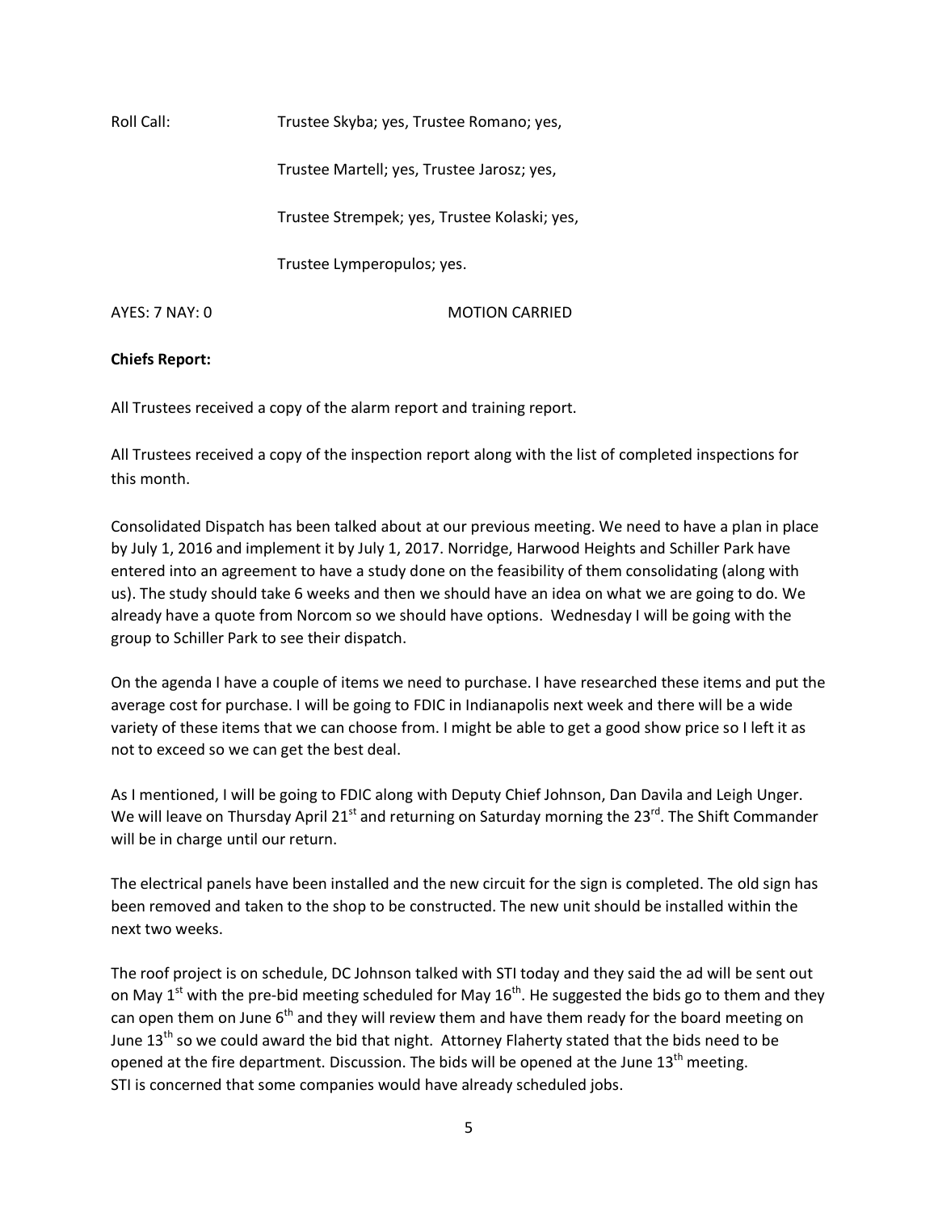Roll Call: Trustee Skyba; yes, Trustee Romano; yes,

Trustee Martell; yes, Trustee Jarosz; yes,

Trustee Strempek; yes, Trustee Kolaski; yes,

Trustee Lymperopulos; yes.

AYES: 7 NAY: 0 MOTION CARRIED

**Chiefs Report:**

All Trustees received a copy of the alarm report and training report.

All Trustees received a copy of the inspection report along with the list of completed inspections for this month.

Consolidated Dispatch has been talked about at our previous meeting. We need to have a plan in place by July 1, 2016 and implement it by July 1, 2017. Norridge, Harwood Heights and Schiller Park have entered into an agreement to have a study done on the feasibility of them consolidating (along with us). The study should take 6 weeks and then we should have an idea on what we are going to do. We already have a quote from Norcom so we should have options. Wednesday I will be going with the group to Schiller Park to see their dispatch.

On the agenda I have a couple of items we need to purchase. I have researched these items and put the average cost for purchase. I will be going to FDIC in Indianapolis next week and there will be a wide variety of these items that we can choose from. I might be able to get a good show price so I left it as not to exceed so we can get the best deal.

As I mentioned, I will be going to FDIC along with Deputy Chief Johnson, Dan Davila and Leigh Unger. We will leave on Thursday April 21st and returning on Saturday morning the 23rd. The Shift Commander will be in charge until our return.

The electrical panels have been installed and the new circuit for the sign is completed. The old sign has been removed and taken to the shop to be constructed. The new unit should be installed within the next two weeks.

The roof project is on schedule, DC Johnson talked with STI today and they said the ad will be sent out on May 1st with the pre-bid meeting scheduled for May 16th. He suggested the bids go to them and they can open them on June 6th and they will review them and have them ready for the board meeting on June 13th so we could award the bid that night. Attorney Flaherty stated that the bids need to be opened at the fire department. Discussion. The bids will be opened at the June 13th meeting. STI is concerned that some companies would have already scheduled jobs.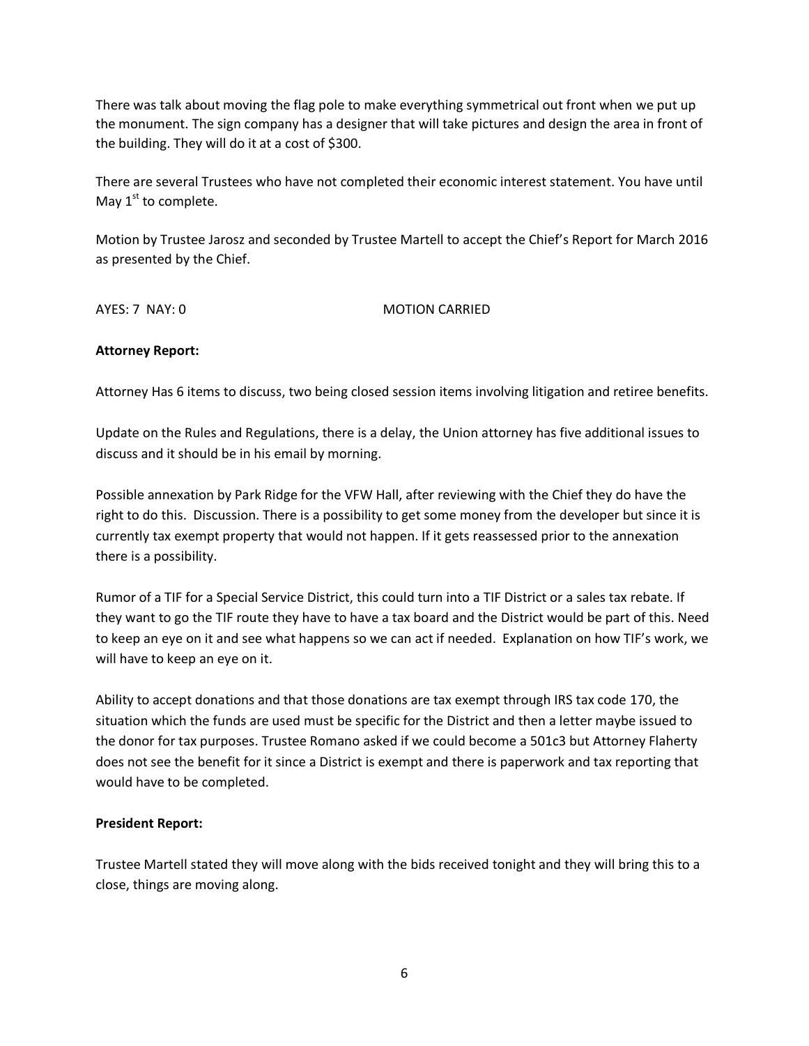There was talk about moving the flag pole to make everything symmetrical out front when we put up the monument. The sign company has a designer that will take pictures and design the area in front of the building. They will do it at a cost of $300.

There are several Trustees who have not completed their economic interest statement. You have until May 1st to complete.

Motion by Trustee Jarosz and seconded by Trustee Martell to accept the Chief's Report for March 2016 as presented by the Chief.

AYES: 7 NAY: 0 MOTION CARRIED

**Attorney Report:**

Attorney Has 6 items to discuss, two being closed session items involving litigation and retiree benefits.

Update on the Rules and Regulations, there is a delay, the Union attorney has five additional issues to discuss and it should be in his email by morning.

Possible annexation by Park Ridge for the VFW Hall, after reviewing with the Chief they do have the right to do this. Discussion. There is a possibility to get some money from the developer but since it is currently tax exempt property that would not happen. If it gets reassessed prior to the annexation there is a possibility.

Rumor of a TIF for a Special Service District, this could turn into a TIF District or a sales tax rebate. If they want to go the TIF route they have to have a tax board and the District would be part of this. Need to keep an eye on it and see what happens so we can act if needed. Explanation on how TIF's work, we will have to keep an eye on it.

Ability to accept donations and that those donations are tax exempt through IRS tax code 170, the situation which the funds are used must be specific for the District and then a letter maybe issued to the donor for tax purposes. Trustee Romano asked if we could become a 501c3 but Attorney Flaherty does not see the benefit for it since a District is exempt and there is paperwork and tax reporting that would have to be completed.

**President Report:**

Trustee Martell stated they will move along with the bids received tonight and they will bring this to a close, things are moving along.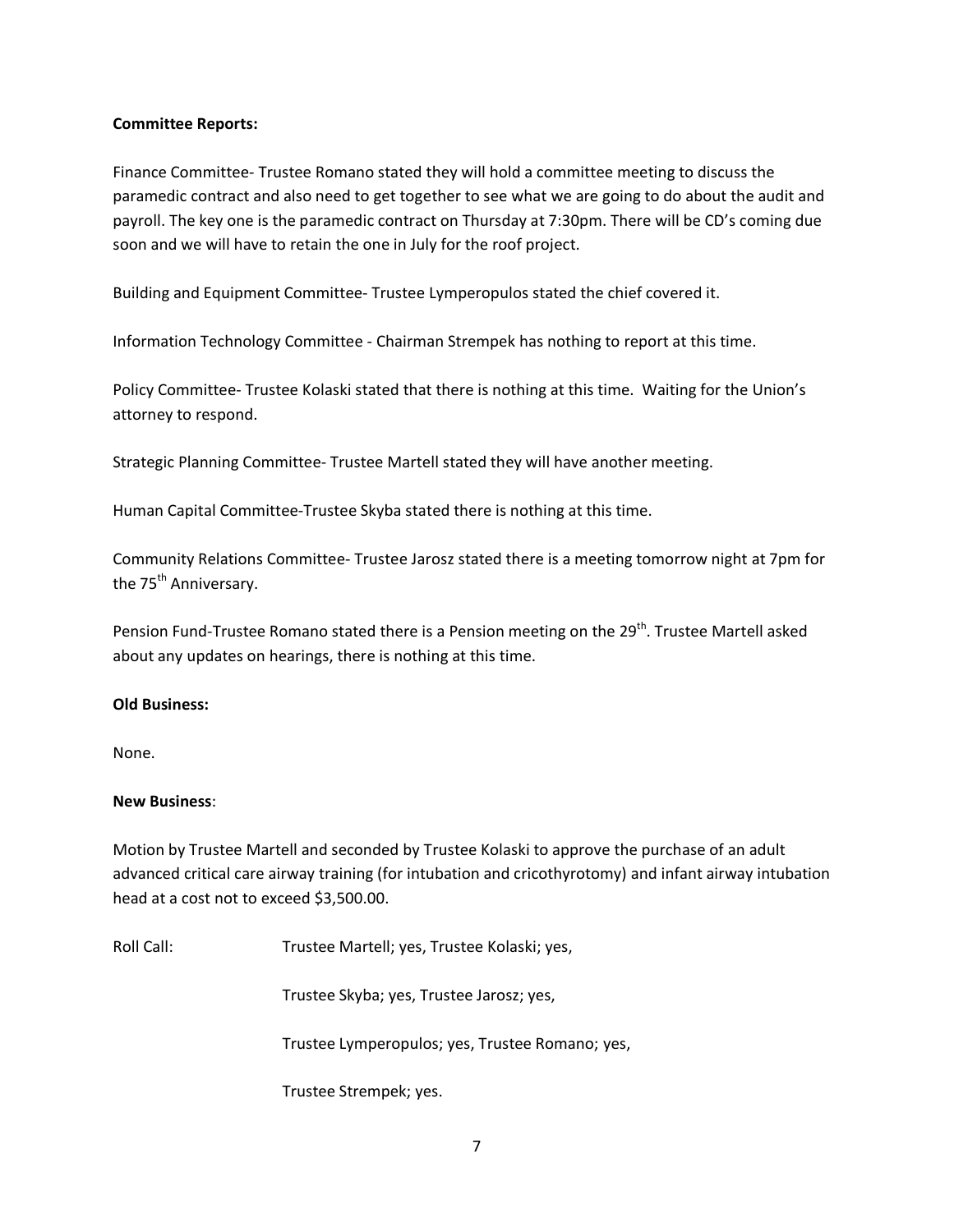**Committee Reports:**

Finance Committee- Trustee Romano stated they will hold a committee meeting to discuss the paramedic contract and also need to get together to see what we are going to do about the audit and payroll. The key one is the paramedic contract on Thursday at 7:30pm. There will be CD's coming due soon and we will have to retain the one in July for the roof project.

Building and Equipment Committee- Trustee Lymperopulos stated the chief covered it.

Information Technology Committee - Chairman Strempek has nothing to report at this time.

Policy Committee- Trustee Kolaski stated that there is nothing at this time. Waiting for the Union's attorney to respond.

Strategic Planning Committee- Trustee Martell stated they will have another meeting.

Human Capital Committee-Trustee Skyba stated there is nothing at this time.

Community Relations Committee- Trustee Jarosz stated there is a meeting tomorrow night at 7pm for the 75th Anniversary.

Pension Fund-Trustee Romano stated there is a Pension meeting on the 29th. Trustee Martell asked about any updates on hearings, there is nothing at this time.

**Old Business:**

None.

**New Business**:

Motion by Trustee Martell and seconded by Trustee Kolaski to approve the purchase of an adult advanced critical care airway training (for intubation and cricothyrotomy) and infant airway intubation head at a cost not to exceed $3,500.00.

Roll Call: Trustee Martell; yes, Trustee Kolaski; yes,

Trustee Skyba; yes, Trustee Jarosz; yes,

Trustee Lymperopulos; yes, Trustee Romano; yes,

Trustee Strempek; yes.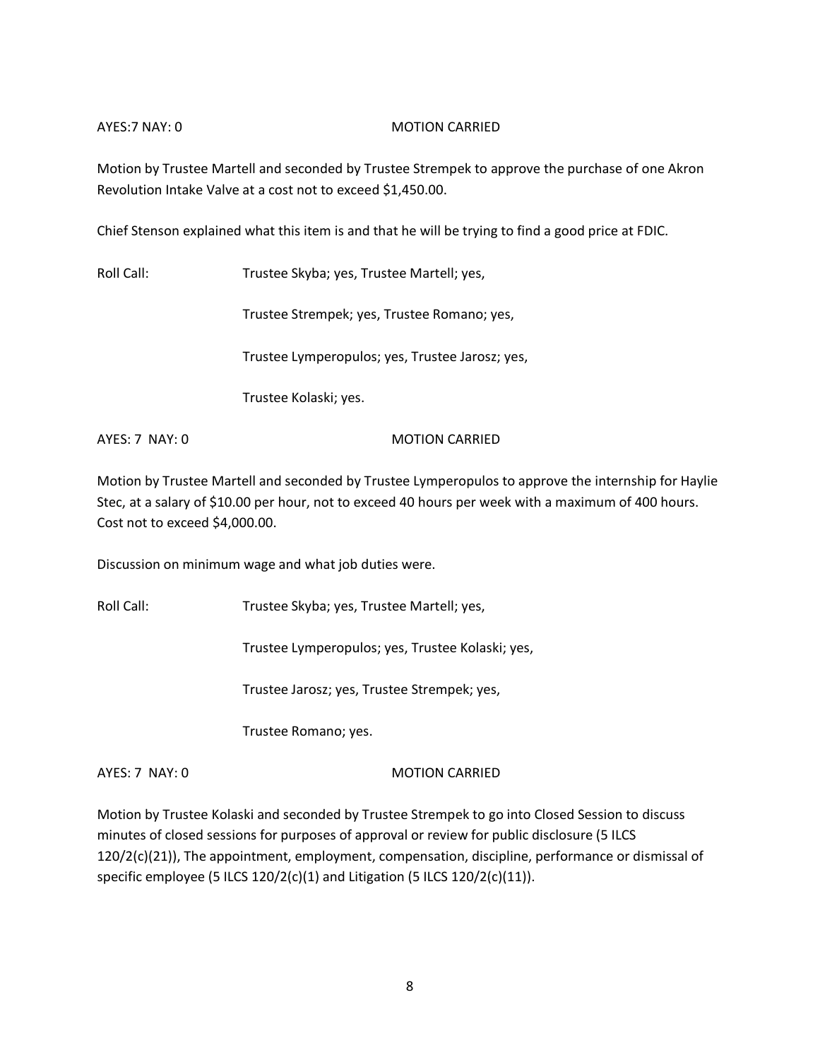AYES:7 NAY: 0 MOTION CARRIED

Motion by Trustee Martell and seconded by Trustee Strempek to approve the purchase of one Akron Revolution Intake Valve at a cost not to exceed $1,450.00.

Chief Stenson explained what this item is and that he will be trying to find a good price at FDIC.

Roll Call: Trustee Skyba; yes, Trustee Martell; yes,

Trustee Strempek; yes, Trustee Romano; yes,

Trustee Lymperopulos; yes, Trustee Jarosz; yes,

Trustee Kolaski; yes.

AYES: 7 NAY: 0 MOTION CARRIED

Motion by Trustee Martell and seconded by Trustee Lymperopulos to approve the internship for Haylie Stec, at a salary of $10.00 per hour, not to exceed 40 hours per week with a maximum of 400 hours. Cost not to exceed $4,000.00.

Discussion on minimum wage and what job duties were.

Roll Call: Trustee Skyba; yes, Trustee Martell; yes,

Trustee Lymperopulos; yes, Trustee Kolaski; yes,

Trustee Jarosz; yes, Trustee Strempek; yes,

Trustee Romano; yes.

AYES: 7 NAY: 0 MOTION CARRIED

Motion by Trustee Kolaski and seconded by Trustee Strempek to go into Closed Session to discuss minutes of closed sessions for purposes of approval or review for public disclosure (5 ILCS 120/2(c)(21)), The appointment, employment, compensation, discipline, performance or dismissal of specific employee (5 ILCS 120/2(c)(1) and Litigation (5 ILCS 120/2(c)(11)).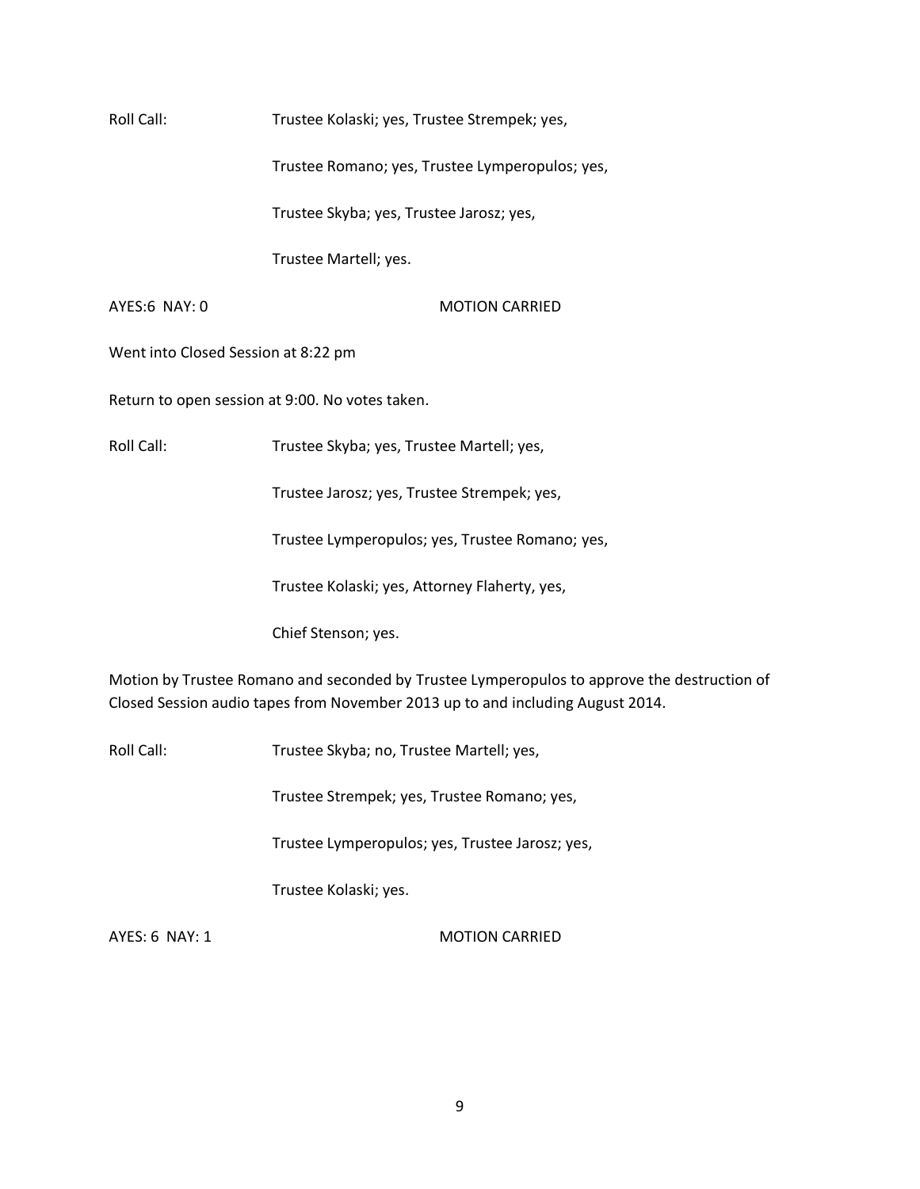Roll Call: Trustee Kolaski; yes, Trustee Strempek; yes,

Trustee Romano; yes, Trustee Lymperopulos; yes,

Trustee Skyba; yes, Trustee Jarosz; yes,

Trustee Martell; yes.

AYES:6 NAY: 0 MOTION CARRIED

Went into Closed Session at 8:22 pm

Return to open session at 9:00. No votes taken.

Roll Call: Trustee Skyba; yes, Trustee Martell; yes,

Trustee Jarosz; yes, Trustee Strempek; yes,

Trustee Lymperopulos; yes, Trustee Romano; yes,

Trustee Kolaski; yes, Attorney Flaherty, yes,

Chief Stenson; yes.

Motion by Trustee Romano and seconded by Trustee Lymperopulos to approve the destruction of Closed Session audio tapes from November 2013 up to and including August 2014.

Roll Call: Trustee Skyba; no, Trustee Martell; yes,

Trustee Strempek; yes, Trustee Romano; yes,

Trustee Lymperopulos; yes, Trustee Jarosz; yes,

Trustee Kolaski; yes.

AYES: 6 NAY: 1 MOTION CARRIED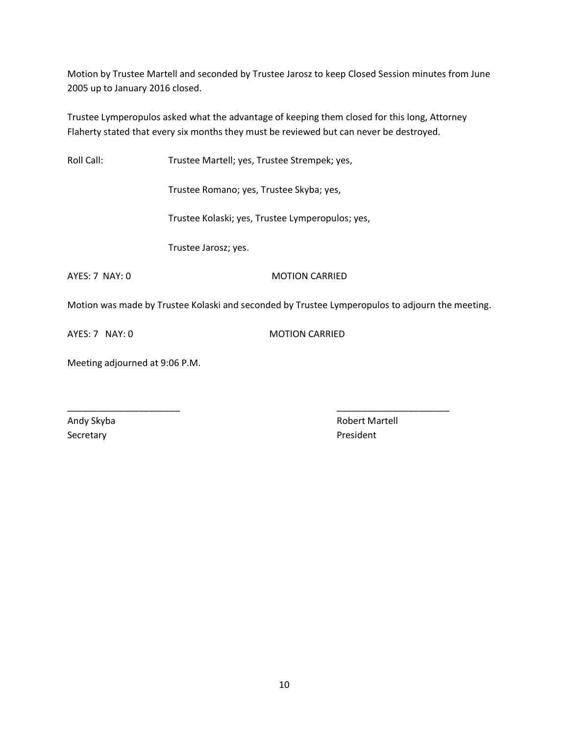Motion by Trustee Martell and seconded by Trustee Jarosz to keep Closed Session minutes from June 2005 up to January 2016 closed.

Trustee Lymperopulos asked what the advantage of keeping them closed for this long, Attorney Flaherty stated that every six months they must be reviewed but can never be destroyed.

Roll Call: Trustee Martell; yes, Trustee Strempek; yes,

Trustee Romano; yes, Trustee Skyba; yes,

Trustee Kolaski; yes, Trustee Lymperopulos; yes,

Trustee Jarosz; yes.

AYES: 7 NAY: 0 MOTION CARRIED

Motion was made by Trustee Kolaski and seconded by Trustee Lymperopulos to adjourn the meeting.

AYES: 7 NAY: 0 MOTION CARRIED

Meeting adjourned at 9:06 P.M.

______________________ ______________________

Andy Skyba
Secretary

Robert Martell
President